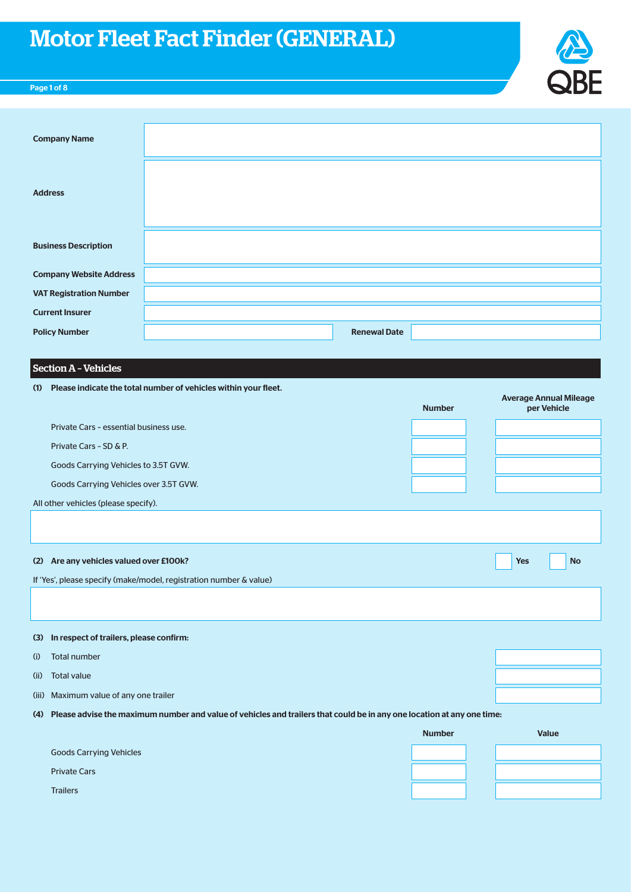# Motor Fleet Fact Finder (GENERAL)

| | |
|---|---|
| **Company Name** | |
| **Address** | |
| **Business Description** | |
| **Company Website Address** | |
| **VAT Registration Number** | |
| **Current Insurer** | |
| **Policy Number** | |
| **Renewal Date** | |

## Section A – Vehicles

**(1) Please indicate the total number of vehicles within your fleet.**

| | Number | Average Annual Mileage per Vehicle |
|---|---|---|
| Private Cars – essential business use. | | |
| Private Cars – SD & P. | | |
| Goods Carrying Vehicles to 3.5T GVW. | | |
| Goods Carrying Vehicles over 3.5T GVW. | | |

All other vehicles (please specify).

**(2) Are any vehicles valued over £100k?** Yes ☐ No ☐

If 'Yes', please specify (make/model, registration number & value)

**(3) In respect of trailers, please confirm:**

(i) Total number

(ii) Total value

(iii) Maximum value of any one trailer

**(4) Please advise the maximum number and value of vehicles and trailers that could be in any one location at any one time:**

| | Number | Value |
|---|---|---|
| Goods Carrying Vehicles | | |
| Private Cars | | |
| Trailers | | |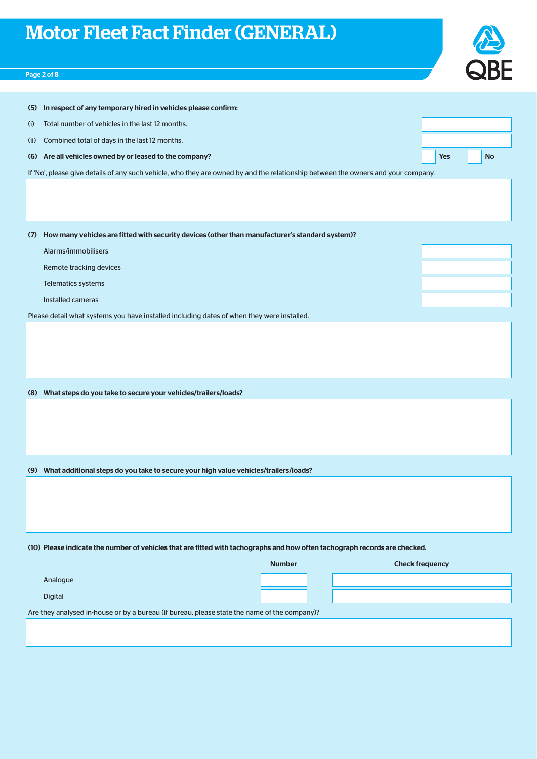**(5) In respect of any temporary hired in vehicles please confirm:**

(i) Total number of vehicles in the last 12 months.

(ii) Combined total of days in the last 12 months.

**(6) Are all vehicles owned by or leased to the company?** Yes / No

If 'No', please give details of any such vehicle, who they are owned by and the relationship between the owners and your company.

**(7) How many vehicles are fitted with security devices (other than manufacturer's standard system)?**

Alarms/immobilisers

Remote tracking devices

Telematics systems

Installed cameras

Please detail what systems you have installed including dates of when they were installed.

**(8) What steps do you take to secure your vehicles/trailers/loads?**

**(9) What additional steps do you take to secure your high value vehicles/trailers/loads?**

**(10) Please indicate the number of vehicles that are fitted with tachographs and how often tachograph records are checked.**

| | Number | Check frequency |
|---|---|---|
| Analogue | | |
| Digital | | |

Are they analysed in-house or by a bureau (if bureau, please state the name of the company)?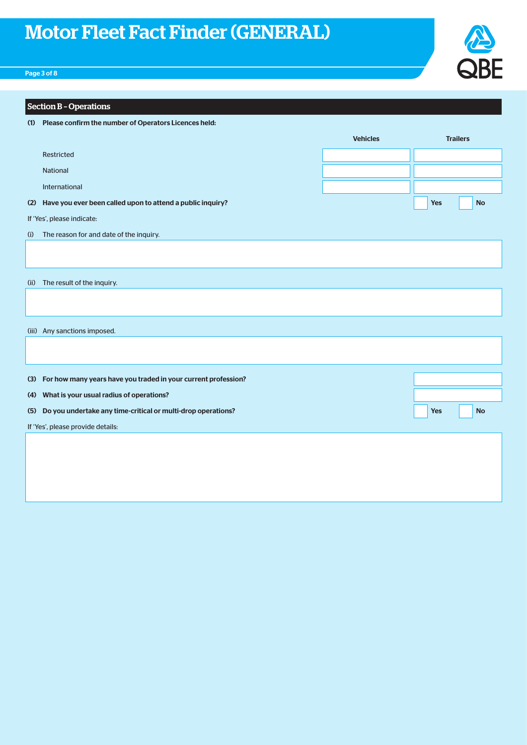# Motor Fleet Fact Finder (GENERAL)

## Section B – Operations

**(1) Please confirm the number of Operators Licences held:**

| | Vehicles | Trailers |
|---|---|---|
| Restricted | | |
| National | | |
| International | | |

**(2) Have you ever been called upon to attend a public inquiry?** ☐ Yes ☐ No

If 'Yes', please indicate:

(i) The reason for and date of the inquiry.

(ii) The result of the inquiry.

(iii) Any sanctions imposed.

**(3) For how many years have you traded in your current profession?**

**(4) What is your usual radius of operations?**

**(5) Do you undertake any time-critical or multi-drop operations?** ☐ Yes ☐ No

If 'Yes', please provide details: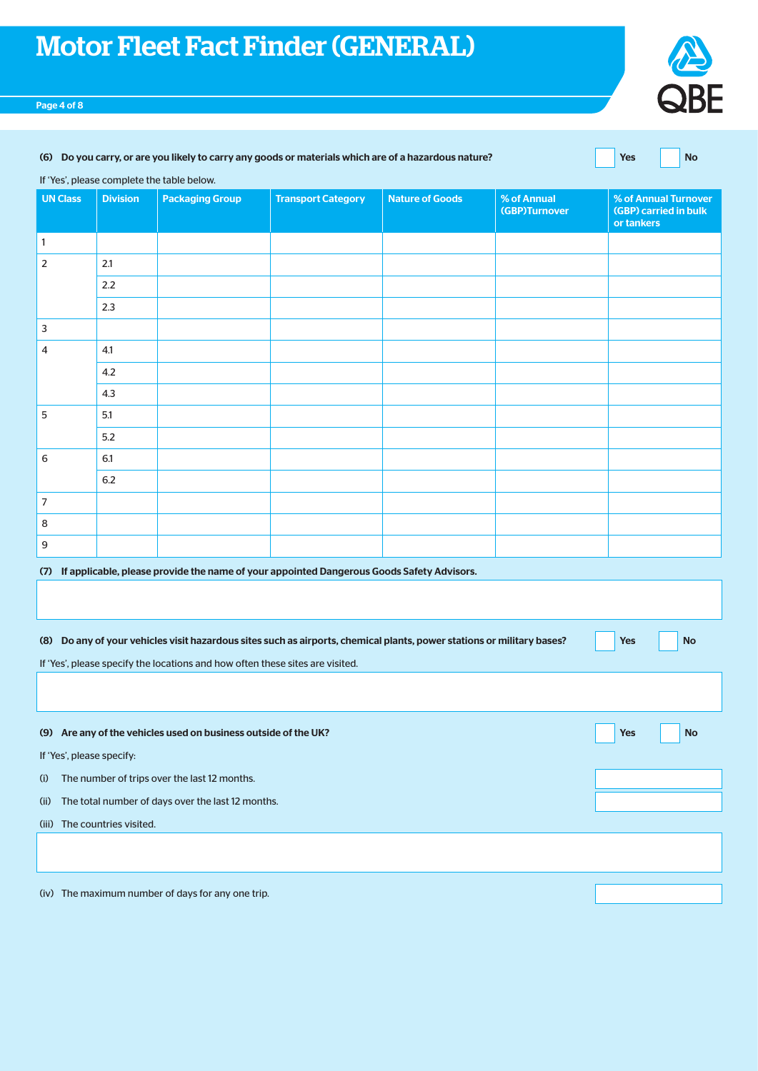# Motor Fleet Fact Finder (GENERAL)

(6) **Do you carry, or are you likely to carry any goods or materials which are of a hazardous nature?** Yes No

If 'Yes', please complete the table below.

| UN Class | Division | Packaging Group | Transport Category | Nature of Goods | % of Annual (GBP)Turnover | % of Annual Turnover (GBP) carried in bulk or tankers |
|---|---|---|---|---|---|---|
| 1 | | | | | | |
| 2 | 2.1 | | | | | |
| | 2.2 | | | | | |
| | 2.3 | | | | | |
| 3 | | | | | | |
| 4 | 4.1 | | | | | |
| | 4.2 | | | | | |
| | 4.3 | | | | | |
| 5 | 5.1 | | | | | |
| | 5.2 | | | | | |
| 6 | 6.1 | | | | | |
| | 6.2 | | | | | |
| 7 | | | | | | |
| 8 | | | | | | |
| 9 | | | | | | |

(7) **If applicable, please provide the name of your appointed Dangerous Goods Safety Advisors.**

(8) **Do any of your vehicles visit hazardous sites such as airports, chemical plants, power stations or military bases?** Yes No

If 'Yes', please specify the locations and how often these sites are visited.

(9) **Are any of the vehicles used on business outside of the UK?** Yes No

If 'Yes', please specify:

(i) The number of trips over the last 12 months.

(ii) The total number of days over the last 12 months.

(iii) The countries visited.

(iv) The maximum number of days for any one trip.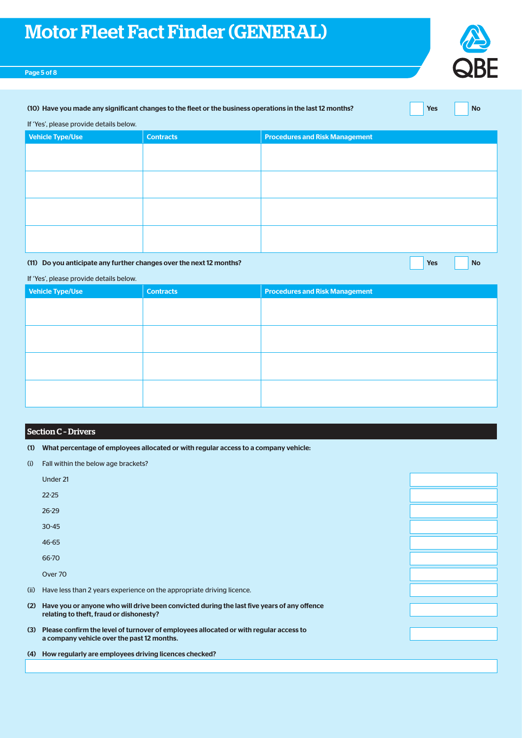# Motor Fleet Fact Finder (GENERAL)

**(10) Have you made any significant changes to the fleet or the business operations in the last 12 months?** ☐ Yes ☐ No

If 'Yes', please provide details below.

| Vehicle Type/Use | Contracts | Procedures and Risk Management |
|---|---|---|
| | | |
| | | |
| | | |
| | | |

**(11) Do you anticipate any further changes over the next 12 months?** ☐ Yes ☐ No

If 'Yes', please provide details below.

| Vehicle Type/Use | Contracts | Procedures and Risk Management |
|---|---|---|
| | | |
| | | |
| | | |
| | | |

## Section C – Drivers

**(1) What percentage of employees allocated or with regular access to a company vehicle:**

(i) Fall within the below age brackets?

| | |
|---|---|
| Under 21 | |
| 22-25 | |
| 26-29 | |
| 30-45 | |
| 46-65 | |
| 66-70 | |
| Over 70 | |

(ii) Have less than 2 years experience on the appropriate driving licence. ______

**(2) Have you or anyone who will drive been convicted during the last five years of any offence relating to theft, fraud or dishonesty?** ______

**(3) Please confirm the level of turnover of employees allocated or with regular access to a company vehicle over the past 12 months.** ______

**(4) How regularly are employees driving licences checked?**

______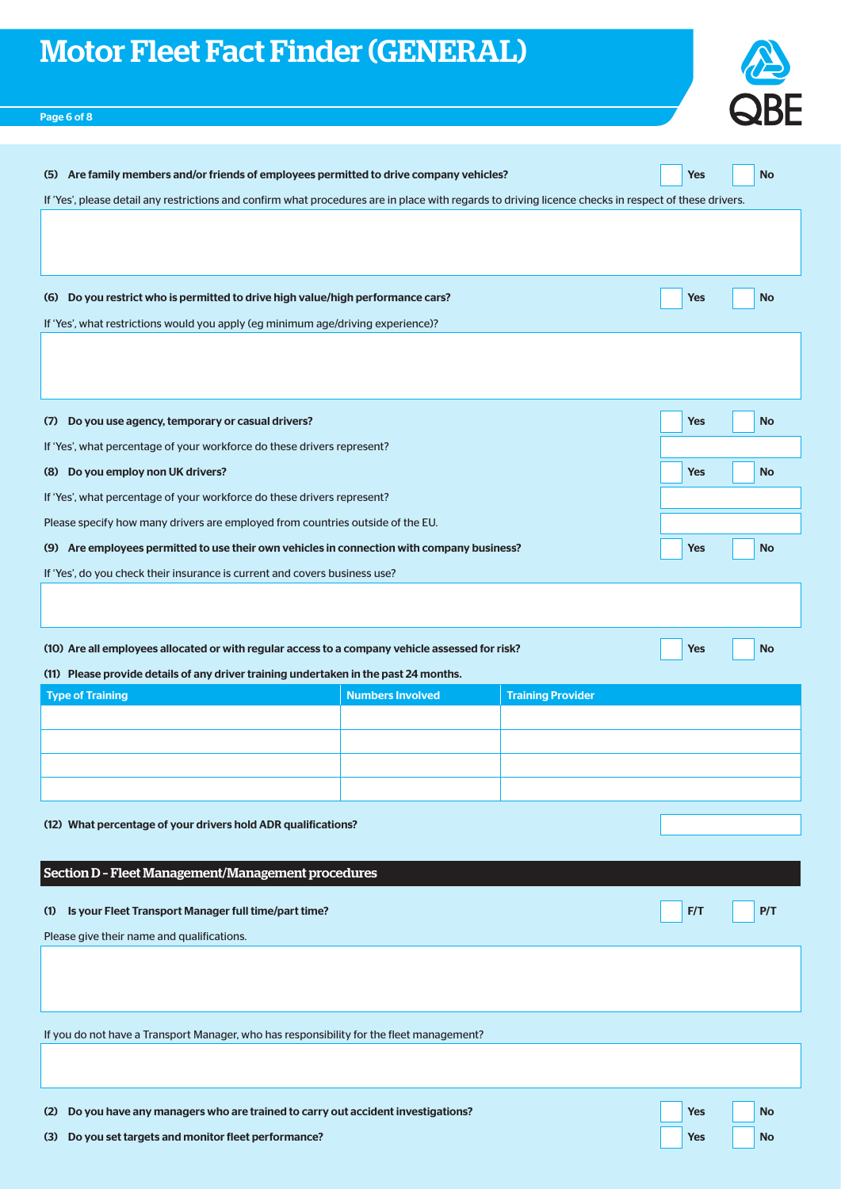**(5) Are family members and/or friends of employees permitted to drive company vehicles?** ☐ Yes ☐ No

If 'Yes', please detail any restrictions and confirm what procedures are in place with regards to driving licence checks in respect of these drivers.

**(6) Do you restrict who is permitted to drive high value/high performance cars?** ☐ Yes ☐ No

If 'Yes', what restrictions would you apply (eg minimum age/driving experience)?

**(7) Do you use agency, temporary or casual drivers?** ☐ Yes ☐ No

If 'Yes', what percentage of your workforce do these drivers represent?

**(8) Do you employ non UK drivers?** ☐ Yes ☐ No

If 'Yes', what percentage of your workforce do these drivers represent?

Please specify how many drivers are employed from countries outside of the EU.

**(9) Are employees permitted to use their own vehicles in connection with company business?** ☐ Yes ☐ No

If 'Yes', do you check their insurance is current and covers business use?

**(10) Are all employees allocated or with regular access to a company vehicle assessed for risk?** ☐ Yes ☐ No

**(11) Please provide details of any driver training undertaken in the past 24 months.**

| Type of Training | Numbers Involved | Training Provider |
|---|---|---|
| | | |
| | | |
| | | |
| | | |

**(12) What percentage of your drivers hold ADR qualifications?**

## Section D – Fleet Management/Management procedures

**(1) Is your Fleet Transport Manager full time/part time?** ☐ F/T ☐ P/T

Please give their name and qualifications.

If you do not have a Transport Manager, who has responsibility for the fleet management?

**(2) Do you have any managers who are trained to carry out accident investigations?** ☐ Yes ☐ No

**(3) Do you set targets and monitor fleet performance?** ☐ Yes ☐ No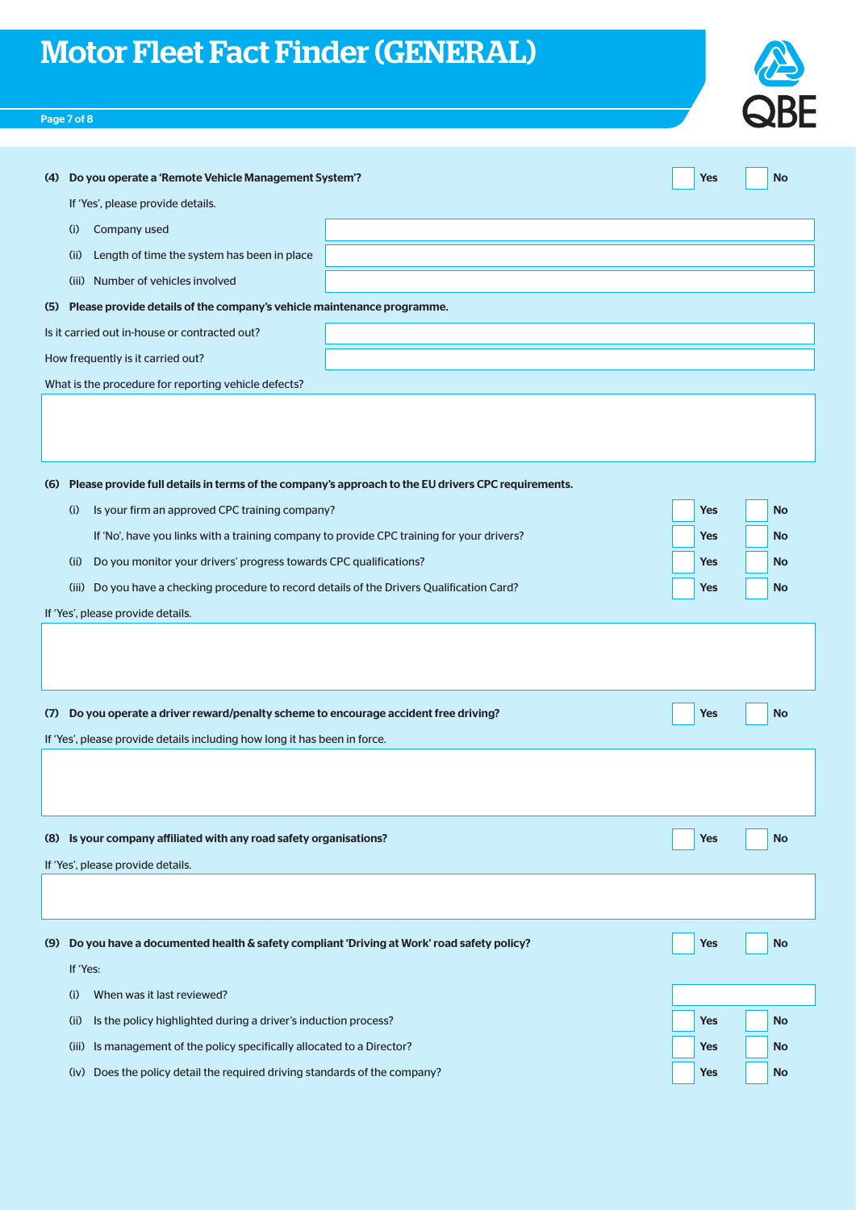**(4) Do you operate a 'Remote Vehicle Management System'?** ☐ Yes ☐ No

If 'Yes', please provide details.

(i) Company used

(ii) Length of time the system has been in place

(iii) Number of vehicles involved

**(5) Please provide details of the company's vehicle maintenance programme.**

Is it carried out in-house or contracted out?

How frequently is it carried out?

What is the procedure for reporting vehicle defects?

**(6) Please provide full details in terms of the company's approach to the EU drivers CPC requirements.**

(i) Is your firm an approved CPC training company? ☐ Yes ☐ No

If 'No', have you links with a training company to provide CPC training for your drivers? ☐ Yes ☐ No

(ii) Do you monitor your drivers' progress towards CPC qualifications? ☐ Yes ☐ No

(iii) Do you have a checking procedure to record details of the Drivers Qualification Card? ☐ Yes ☐ No

If 'Yes', please provide details.

**(7) Do you operate a driver reward/penalty scheme to encourage accident free driving?** ☐ Yes ☐ No

If 'Yes', please provide details including how long it has been in force.

**(8) Is your company affiliated with any road safety organisations?** ☐ Yes ☐ No

If 'Yes', please provide details.

**(9) Do you have a documented health & safety compliant 'Driving at Work' road safety policy?** ☐ Yes ☐ No

If 'Yes:

(i) When was it last reviewed?

(ii) Is the policy highlighted during a driver's induction process? ☐ Yes ☐ No

(iii) Is management of the policy specifically allocated to a Director? ☐ Yes ☐ No

(iv) Does the policy detail the required driving standards of the company? ☐ Yes ☐ No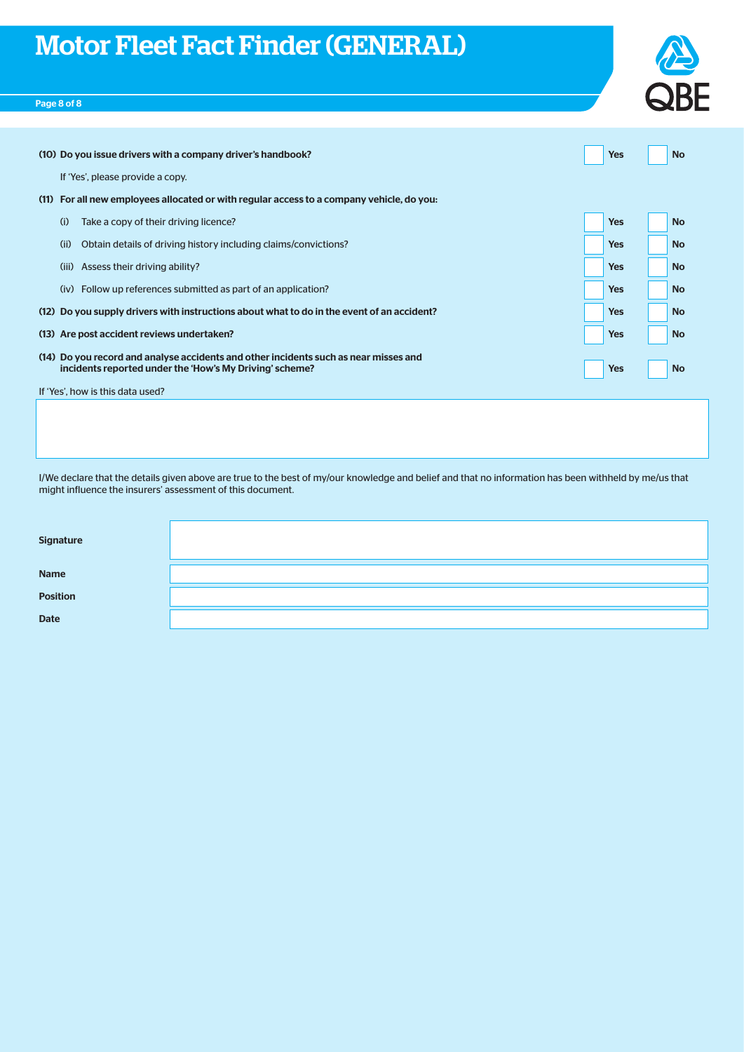**(10) Do you issue drivers with a company driver's handbook?** Yes ☐ No ☐

If 'Yes', please provide a copy.

**(11) For all new employees allocated or with regular access to a company vehicle, do you:**

(i) Take a copy of their driving licence? Yes ☐ No ☐

(ii) Obtain details of driving history including claims/convictions? Yes ☐ No ☐

(iii) Assess their driving ability? Yes ☐ No ☐

(iv) Follow up references submitted as part of an application? Yes ☐ No ☐

**(12) Do you supply drivers with instructions about what to do in the event of an accident?** Yes ☐ No ☐

**(13) Are post accident reviews undertaken?** Yes ☐ No ☐

**(14) Do you record and analyse accidents and other incidents such as near misses and incidents reported under the 'How's My Driving' scheme?** Yes ☐ No ☐

If 'Yes', how is this data used?

I/We declare that the details given above are true to the best of my/our knowledge and belief and that no information has been withheld by me/us that might influence the insurers' assessment of this document.

| | |
|---|---|
| **Signature** | |
| **Name** | |
| **Position** | |
| **Date** | |